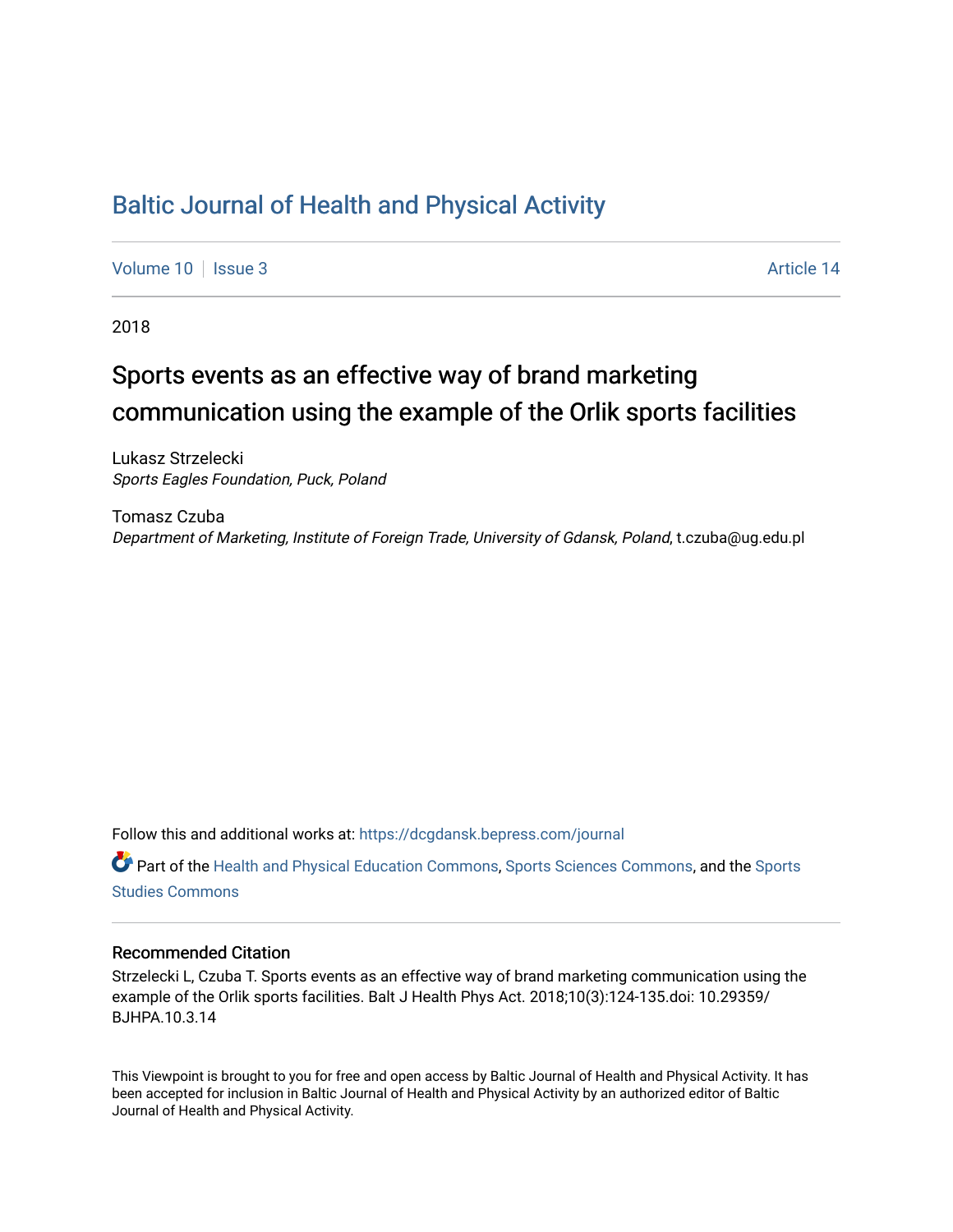# Baltic Journal of Health and Physical Activity

Volume 10 | Issue 3 Article 14

2018

## Sports events as an effective way of brand marketing communication using the example of the Orlik sports facilities

Lukasz Strzelecki
*Sports Eagles Foundation, Puck, Poland*

Tomasz Czuba
*Department of Marketing, Institute of Foreign Trade, University of Gdansk, Poland*, t.czuba@ug.edu.pl

Follow this and additional works at: https://dcgdansk.bepress.com/journal

Part of the Health and Physical Education Commons, Sports Sciences Commons, and the Sports Studies Commons

### Recommended Citation

Strzelecki L, Czuba T. Sports events as an effective way of brand marketing communication using the example of the Orlik sports facilities. Balt J Health Phys Act. 2018;10(3):124-135.doi: 10.29359/BJHPA.10.3.14

This Viewpoint is brought to you for free and open access by Baltic Journal of Health and Physical Activity. It has been accepted for inclusion in Baltic Journal of Health and Physical Activity by an authorized editor of Baltic Journal of Health and Physical Activity.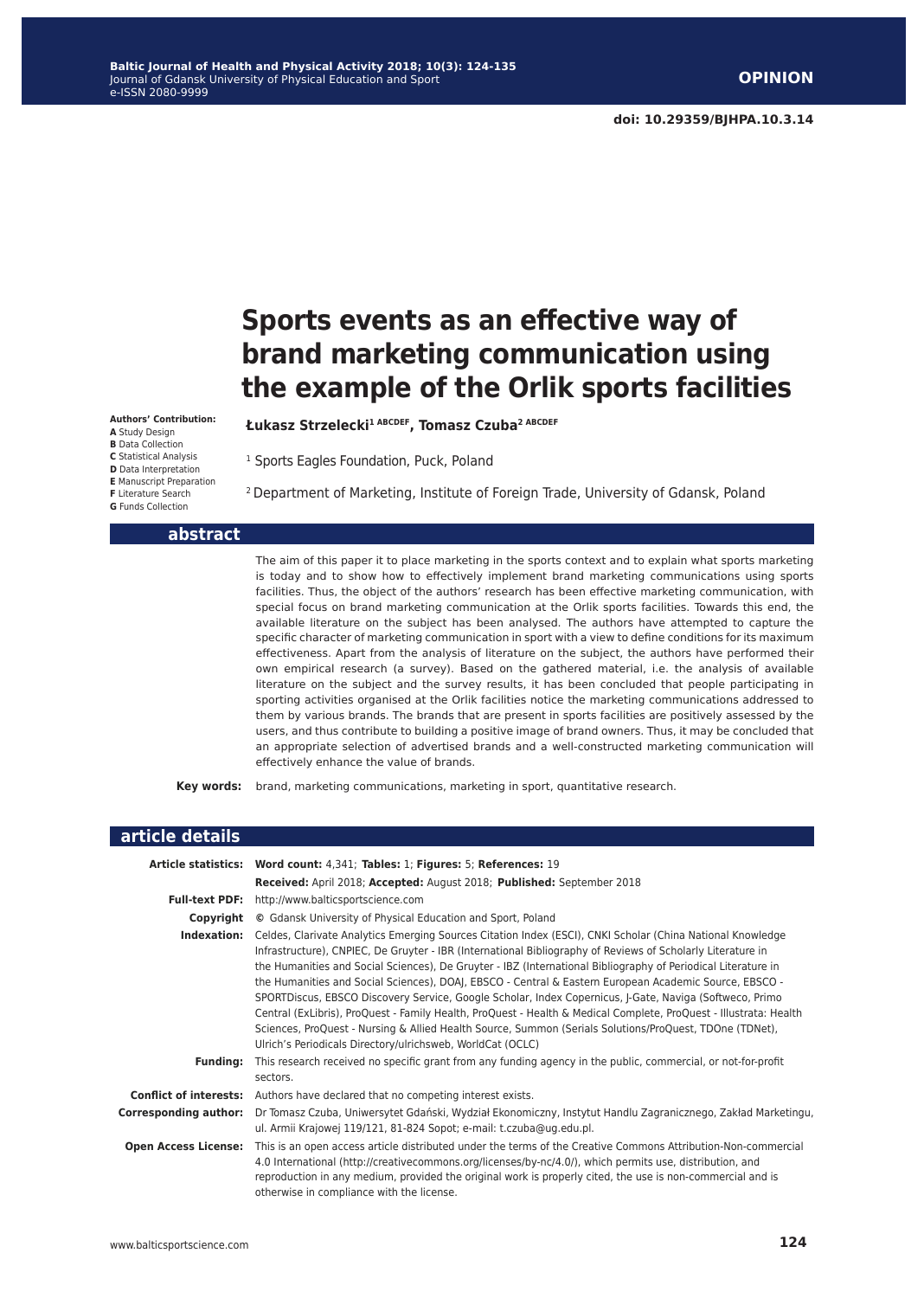# Sports events as an effective way of brand marketing communication using the example of the Orlik sports facilities

**Łukasz Strzelecki**[1 ABCDEF], **Tomasz Czuba**[2 ABCDEF]

[1] Sports Eagles Foundation, Puck, Poland

[2] Department of Marketing, Institute of Foreign Trade, University of Gdansk, Poland

**Authors' Contribution:**
**A** Study Design
**B** Data Collection
**C** Statistical Analysis
**D** Data Interpretation
**E** Manuscript Preparation
**F** Literature Search
**G** Funds Collection

## abstract

The aim of this paper it to place marketing in the sports context and to explain what sports marketing is today and to show how to effectively implement brand marketing communications using sports facilities. Thus, the object of the authors' research has been effective marketing communication, with special focus on brand marketing communication at the Orlik sports facilities. Towards this end, the available literature on the subject has been analysed. The authors have attempted to capture the specific character of marketing communication in sport with a view to define conditions for its maximum effectiveness. Apart from the analysis of literature on the subject, the authors have performed their own empirical research (a survey). Based on the gathered material, i.e. the analysis of available literature on the subject and the survey results, it has been concluded that people participating in sporting activities organised at the Orlik facilities notice the marketing communications addressed to them by various brands. The brands that are present in sports facilities are positively assessed by the users, and thus contribute to building a positive image of brand owners. Thus, it may be concluded that an appropriate selection of advertised brands and a well-constructed marketing communication will effectively enhance the value of brands.

**Key words:** brand, marketing communications, marketing in sport, quantitative research.

## article details

**Article statistics:** **Word count:** 4,341; **Tables:** 1; **Figures:** 5; **References:** 19

**Received:** April 2018; **Accepted:** August 2018; **Published:** September 2018

**Full-text PDF:** http://www.balticsportscience.com

**Copyright** © Gdansk University of Physical Education and Sport, Poland

**Indexation:** Celdes, Clarivate Analytics Emerging Sources Citation Index (ESCI), CNKI Scholar (China National Knowledge Infrastructure), CNPIEC, De Gruyter - IBR (International Bibliography of Reviews of Scholarly Literature in the Humanities and Social Sciences), De Gruyter - IBZ (International Bibliography of Periodical Literature in the Humanities and Social Sciences), DOAJ, EBSCO - Central & Eastern European Academic Source, EBSCO - SPORTDiscus, EBSCO Discovery Service, Google Scholar, Index Copernicus, J-Gate, Naviga (Softweco, Primo Central (ExLibris), ProQuest - Family Health, ProQuest - Health & Medical Complete, ProQuest - Illustrata: Health Sciences, ProQuest - Nursing & Allied Health Source, Summon (Serials Solutions/ProQuest, TDOne (TDNet), Ulrich's Periodicals Directory/ulrichsweb, WorldCat (OCLC)

**Funding:** This research received no specific grant from any funding agency in the public, commercial, or not-for-profit sectors.

**Conflict of interests:** Authors have declared that no competing interest exists.

**Corresponding author:** Dr Tomasz Czuba, Uniwersytet Gdański, Wydział Ekonomiczny, Instytut Handlu Zagranicznego, Zakład Marketingu, ul. Armii Krajowej 119/121, 81-824 Sopot; e-mail: t.czuba@ug.edu.pl.

**Open Access License:** This is an open access article distributed under the terms of the Creative Commons Attribution-Non-commercial 4.0 International (http://creativecommons.org/licenses/by-nc/4.0/), which permits use, distribution, and reproduction in any medium, provided the original work is properly cited, the use is non-commercial and is otherwise in compliance with the license.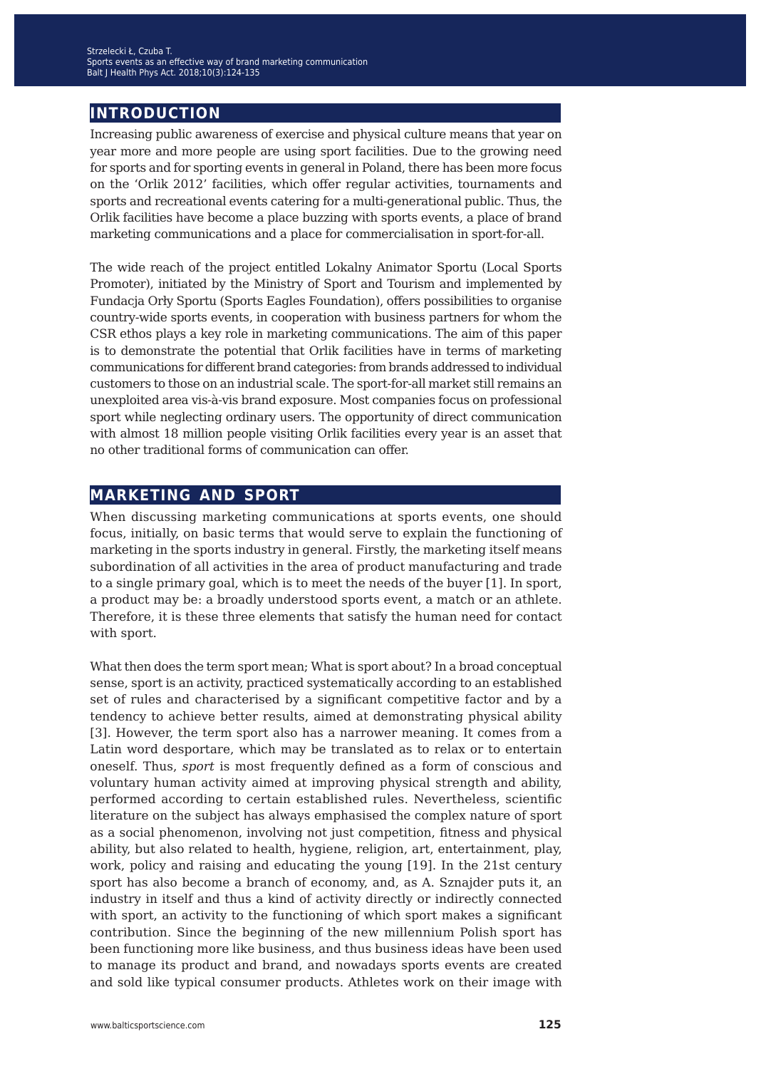## INTRODUCTION

Increasing public awareness of exercise and physical culture means that year on year more and more people are using sport facilities. Due to the growing need for sports and for sporting events in general in Poland, there has been more focus on the 'Orlik 2012' facilities, which offer regular activities, tournaments and sports and recreational events catering for a multi-generational public. Thus, the Orlik facilities have become a place buzzing with sports events, a place of brand marketing communications and a place for commercialisation in sport-for-all.

The wide reach of the project entitled Lokalny Animator Sportu (Local Sports Promoter), initiated by the Ministry of Sport and Tourism and implemented by Fundacja Orły Sportu (Sports Eagles Foundation), offers possibilities to organise country-wide sports events, in cooperation with business partners for whom the CSR ethos plays a key role in marketing communications. The aim of this paper is to demonstrate the potential that Orlik facilities have in terms of marketing communications for different brand categories: from brands addressed to individual customers to those on an industrial scale. The sport-for-all market still remains an unexploited area vis-à-vis brand exposure. Most companies focus on professional sport while neglecting ordinary users. The opportunity of direct communication with almost 18 million people visiting Orlik facilities every year is an asset that no other traditional forms of communication can offer.

## MARKETING AND SPORT

When discussing marketing communications at sports events, one should focus, initially, on basic terms that would serve to explain the functioning of marketing in the sports industry in general. Firstly, the marketing itself means subordination of all activities in the area of product manufacturing and trade to a single primary goal, which is to meet the needs of the buyer [1]. In sport, a product may be: a broadly understood sports event, a match or an athlete. Therefore, it is these three elements that satisfy the human need for contact with sport.

What then does the term sport mean; What is sport about? In a broad conceptual sense, sport is an activity, practiced systematically according to an established set of rules and characterised by a significant competitive factor and by a tendency to achieve better results, aimed at demonstrating physical ability [3]. However, the term sport also has a narrower meaning. It comes from a Latin word desportare, which may be translated as to relax or to entertain oneself. Thus, *sport* is most frequently defined as a form of conscious and voluntary human activity aimed at improving physical strength and ability, performed according to certain established rules. Nevertheless, scientific literature on the subject has always emphasised the complex nature of sport as a social phenomenon, involving not just competition, fitness and physical ability, but also related to health, hygiene, religion, art, entertainment, play, work, policy and raising and educating the young [19]. In the 21st century sport has also become a branch of economy, and, as A. Sznajder puts it, an industry in itself and thus a kind of activity directly or indirectly connected with sport, an activity to the functioning of which sport makes a significant contribution. Since the beginning of the new millennium Polish sport has been functioning more like business, and thus business ideas have been used to manage its product and brand, and nowadays sports events are created and sold like typical consumer products. Athletes work on their image with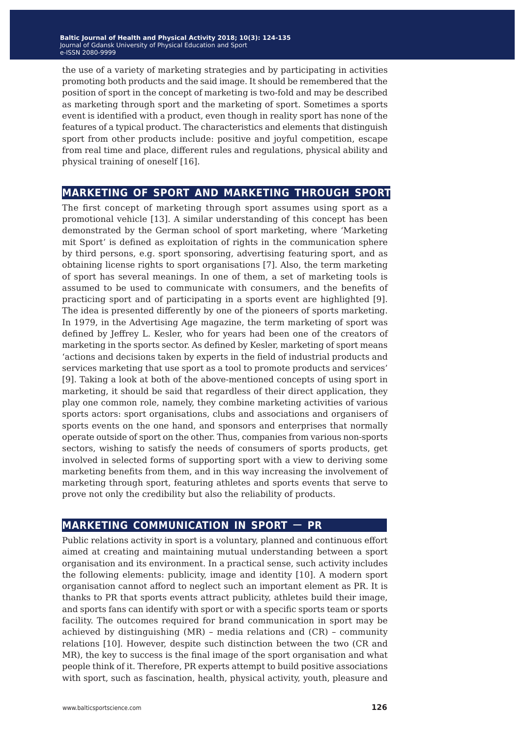the use of a variety of marketing strategies and by participating in activities promoting both products and the said image. It should be remembered that the position of sport in the concept of marketing is two-fold and may be described as marketing through sport and the marketing of sport. Sometimes a sports event is identified with a product, even though in reality sport has none of the features of a typical product. The characteristics and elements that distinguish sport from other products include: positive and joyful competition, escape from real time and place, different rules and regulations, physical ability and physical training of oneself [16].

## MARKETING OF SPORT AND MARKETING THROUGH SPORT

The first concept of marketing through sport assumes using sport as a promotional vehicle [13]. A similar understanding of this concept has been demonstrated by the German school of sport marketing, where 'Marketing mit Sport' is defined as exploitation of rights in the communication sphere by third persons, e.g. sport sponsoring, advertising featuring sport, and as obtaining license rights to sport organisations [7]. Also, the term marketing of sport has several meanings. In one of them, a set of marketing tools is assumed to be used to communicate with consumers, and the benefits of practicing sport and of participating in a sports event are highlighted [9]. The idea is presented differently by one of the pioneers of sports marketing. In 1979, in the Advertising Age magazine, the term marketing of sport was defined by Jeffrey L. Kesler, who for years had been one of the creators of marketing in the sports sector. As defined by Kesler, marketing of sport means 'actions and decisions taken by experts in the field of industrial products and services marketing that use sport as a tool to promote products and services' [9]. Taking a look at both of the above-mentioned concepts of using sport in marketing, it should be said that regardless of their direct application, they play one common role, namely, they combine marketing activities of various sports actors: sport organisations, clubs and associations and organisers of sports events on the one hand, and sponsors and enterprises that normally operate outside of sport on the other. Thus, companies from various non-sports sectors, wishing to satisfy the needs of consumers of sports products, get involved in selected forms of supporting sport with a view to deriving some marketing benefits from them, and in this way increasing the involvement of marketing through sport, featuring athletes and sports events that serve to prove not only the credibility but also the reliability of products.

## MARKETING COMMUNICATION IN SPORT — PR

Public relations activity in sport is a voluntary, planned and continuous effort aimed at creating and maintaining mutual understanding between a sport organisation and its environment. In a practical sense, such activity includes the following elements: publicity, image and identity [10]. A modern sport organisation cannot afford to neglect such an important element as PR. It is thanks to PR that sports events attract publicity, athletes build their image, and sports fans can identify with sport or with a specific sports team or sports facility. The outcomes required for brand communication in sport may be achieved by distinguishing (MR) – media relations and (CR) – community relations [10]. However, despite such distinction between the two (CR and MR), the key to success is the final image of the sport organisation and what people think of it. Therefore, PR experts attempt to build positive associations with sport, such as fascination, health, physical activity, youth, pleasure and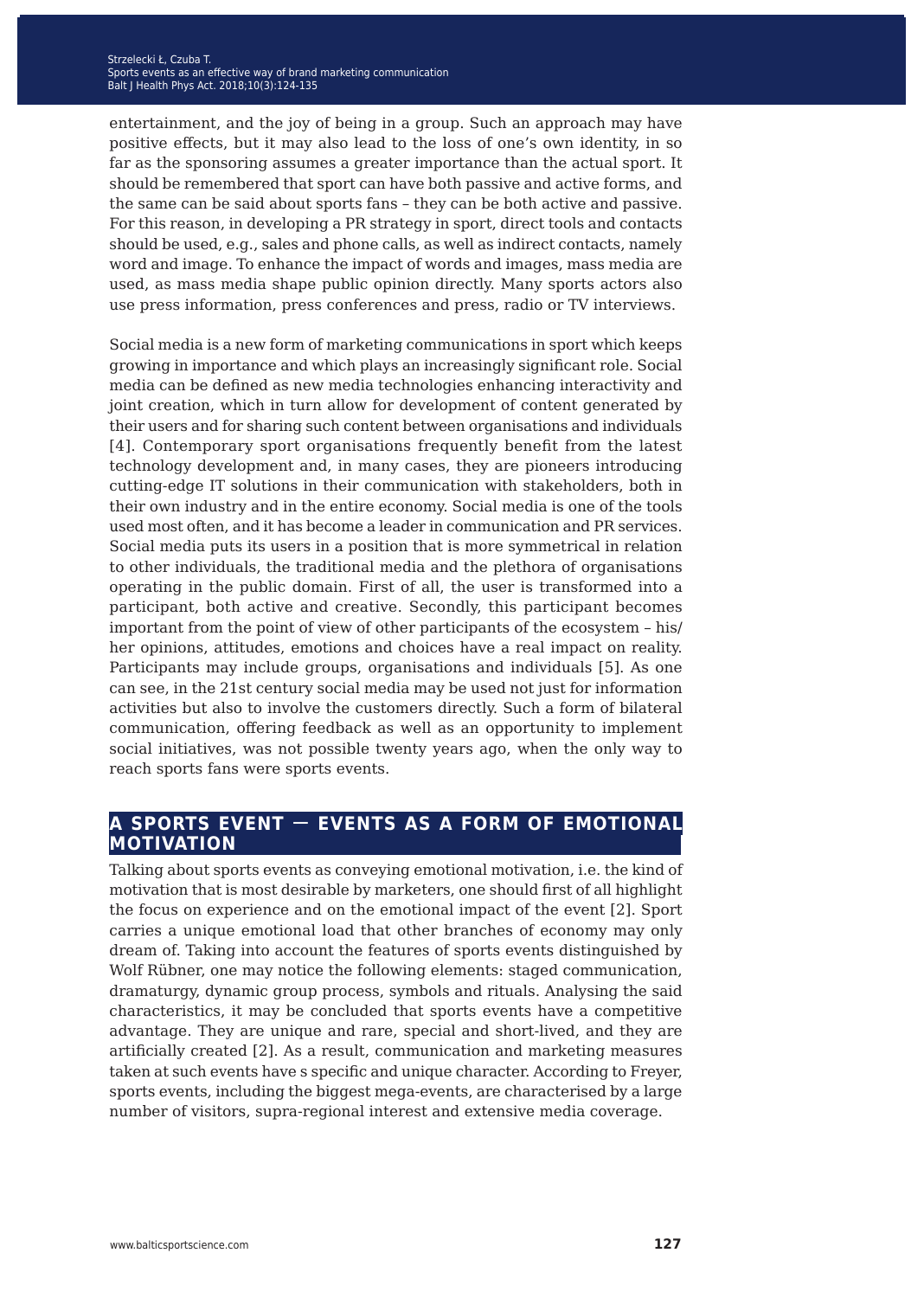entertainment, and the joy of being in a group. Such an approach may have positive effects, but it may also lead to the loss of one's own identity, in so far as the sponsoring assumes a greater importance than the actual sport. It should be remembered that sport can have both passive and active forms, and the same can be said about sports fans – they can be both active and passive. For this reason, in developing a PR strategy in sport, direct tools and contacts should be used, e.g., sales and phone calls, as well as indirect contacts, namely word and image. To enhance the impact of words and images, mass media are used, as mass media shape public opinion directly. Many sports actors also use press information, press conferences and press, radio or TV interviews.

Social media is a new form of marketing communications in sport which keeps growing in importance and which plays an increasingly significant role. Social media can be defined as new media technologies enhancing interactivity and joint creation, which in turn allow for development of content generated by their users and for sharing such content between organisations and individuals [4]. Contemporary sport organisations frequently benefit from the latest technology development and, in many cases, they are pioneers introducing cutting-edge IT solutions in their communication with stakeholders, both in their own industry and in the entire economy. Social media is one of the tools used most often, and it has become a leader in communication and PR services. Social media puts its users in a position that is more symmetrical in relation to other individuals, the traditional media and the plethora of organisations operating in the public domain. First of all, the user is transformed into a participant, both active and creative. Secondly, this participant becomes important from the point of view of other participants of the ecosystem – his/her opinions, attitudes, emotions and choices have a real impact on reality. Participants may include groups, organisations and individuals [5]. As one can see, in the 21st century social media may be used not just for information activities but also to involve the customers directly. Such a form of bilateral communication, offering feedback as well as an opportunity to implement social initiatives, was not possible twenty years ago, when the only way to reach sports fans were sports events.

## A SPORTS EVENT — EVENTS AS A FORM OF EMOTIONAL MOTIVATION

Talking about sports events as conveying emotional motivation, i.e. the kind of motivation that is most desirable by marketers, one should first of all highlight the focus on experience and on the emotional impact of the event [2]. Sport carries a unique emotional load that other branches of economy may only dream of. Taking into account the features of sports events distinguished by Wolf Rübner, one may notice the following elements: staged communication, dramaturgy, dynamic group process, symbols and rituals. Analysing the said characteristics, it may be concluded that sports events have a competitive advantage. They are unique and rare, special and short-lived, and they are artificially created [2]. As a result, communication and marketing measures taken at such events have s specific and unique character. According to Freyer, sports events, including the biggest mega-events, are characterised by a large number of visitors, supra-regional interest and extensive media coverage.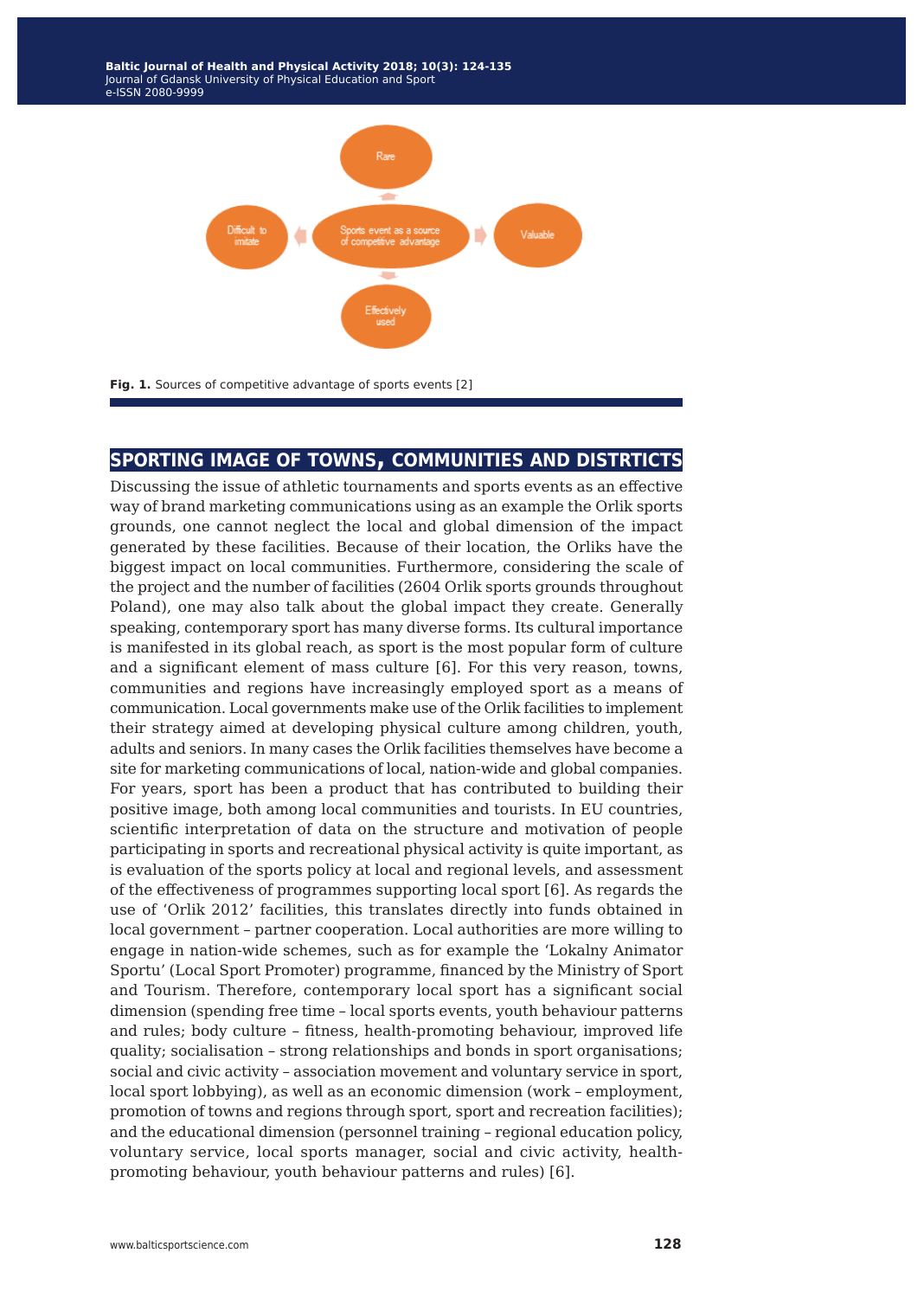Fig. 1. Sources of competitive advantage of sports events [2]

## SPORTING IMAGE OF TOWNS, COMMUNITIES AND DISTRTICTS

Discussing the issue of athletic tournaments and sports events as an effective way of brand marketing communications using as an example the Orlik sports grounds, one cannot neglect the local and global dimension of the impact generated by these facilities. Because of their location, the Orliks have the biggest impact on local communities. Furthermore, considering the scale of the project and the number of facilities (2604 Orlik sports grounds throughout Poland), one may also talk about the global impact they create. Generally speaking, contemporary sport has many diverse forms. Its cultural importance is manifested in its global reach, as sport is the most popular form of culture and a significant element of mass culture [6]. For this very reason, towns, communities and regions have increasingly employed sport as a means of communication. Local governments make use of the Orlik facilities to implement their strategy aimed at developing physical culture among children, youth, adults and seniors. In many cases the Orlik facilities themselves have become a site for marketing communications of local, nation-wide and global companies. For years, sport has been a product that has contributed to building their positive image, both among local communities and tourists. In EU countries, scientific interpretation of data on the structure and motivation of people participating in sports and recreational physical activity is quite important, as is evaluation of the sports policy at local and regional levels, and assessment of the effectiveness of programmes supporting local sport [6]. As regards the use of 'Orlik 2012' facilities, this translates directly into funds obtained in local government – partner cooperation. Local authorities are more willing to engage in nation-wide schemes, such as for example the 'Lokalny Animator Sportu' (Local Sport Promoter) programme, financed by the Ministry of Sport and Tourism. Therefore, contemporary local sport has a significant social dimension (spending free time – local sports events, youth behaviour patterns and rules; body culture – fitness, health-promoting behaviour, improved life quality; socialisation – strong relationships and bonds in sport organisations; social and civic activity – association movement and voluntary service in sport, local sport lobbying), as well as an economic dimension (work – employment, promotion of towns and regions through sport, sport and recreation facilities); and the educational dimension (personnel training – regional education policy, voluntary service, local sports manager, social and civic activity, health-promoting behaviour, youth behaviour patterns and rules) [6].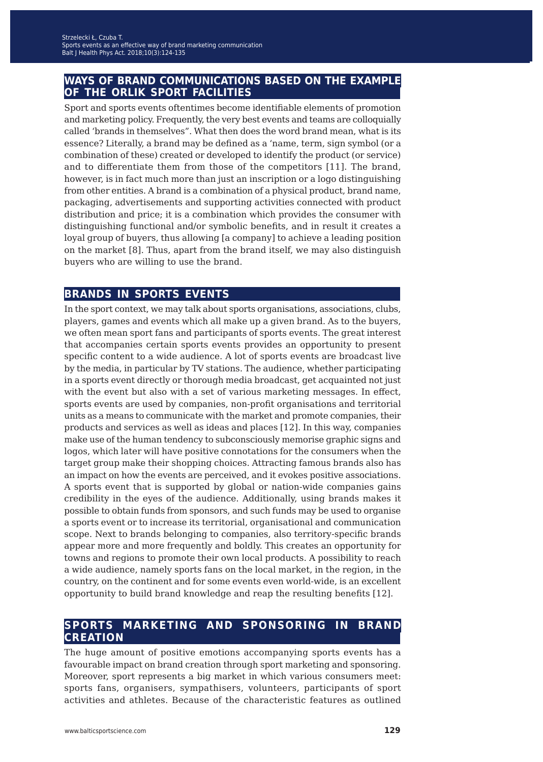## WAYS OF BRAND COMMUNICATIONS BASED ON THE EXAMPLE OF THE ORLIK SPORT FACILITIES

Sport and sports events oftentimes become identifiable elements of promotion and marketing policy. Frequently, the very best events and teams are colloquially called 'brands in themselves". What then does the word brand mean, what is its essence? Literally, a brand may be defined as a 'name, term, sign symbol (or a combination of these) created or developed to identify the product (or service) and to differentiate them from those of the competitors [11]. The brand, however, is in fact much more than just an inscription or a logo distinguishing from other entities. A brand is a combination of a physical product, brand name, packaging, advertisements and supporting activities connected with product distribution and price; it is a combination which provides the consumer with distinguishing functional and/or symbolic benefits, and in result it creates a loyal group of buyers, thus allowing [a company] to achieve a leading position on the market [8]. Thus, apart from the brand itself, we may also distinguish buyers who are willing to use the brand.

## BRANDS IN SPORTS EVENTS

In the sport context, we may talk about sports organisations, associations, clubs, players, games and events which all make up a given brand. As to the buyers, we often mean sport fans and participants of sports events. The great interest that accompanies certain sports events provides an opportunity to present specific content to a wide audience. A lot of sports events are broadcast live by the media, in particular by TV stations. The audience, whether participating in a sports event directly or thorough media broadcast, get acquainted not just with the event but also with a set of various marketing messages. In effect, sports events are used by companies, non-profit organisations and territorial units as a means to communicate with the market and promote companies, their products and services as well as ideas and places [12]. In this way, companies make use of the human tendency to subconsciously memorise graphic signs and logos, which later will have positive connotations for the consumers when the target group make their shopping choices. Attracting famous brands also has an impact on how the events are perceived, and it evokes positive associations. A sports event that is supported by global or nation-wide companies gains credibility in the eyes of the audience. Additionally, using brands makes it possible to obtain funds from sponsors, and such funds may be used to organise a sports event or to increase its territorial, organisational and communication scope. Next to brands belonging to companies, also territory-specific brands appear more and more frequently and boldly. This creates an opportunity for towns and regions to promote their own local products. A possibility to reach a wide audience, namely sports fans on the local market, in the region, in the country, on the continent and for some events even world-wide, is an excellent opportunity to build brand knowledge and reap the resulting benefits [12].

## SPORTS MARKETING AND SPONSORING IN BRAND CREATION

The huge amount of positive emotions accompanying sports events has a favourable impact on brand creation through sport marketing and sponsoring. Moreover, sport represents a big market in which various consumers meet: sports fans, organisers, sympathisers, volunteers, participants of sport activities and athletes. Because of the characteristic features as outlined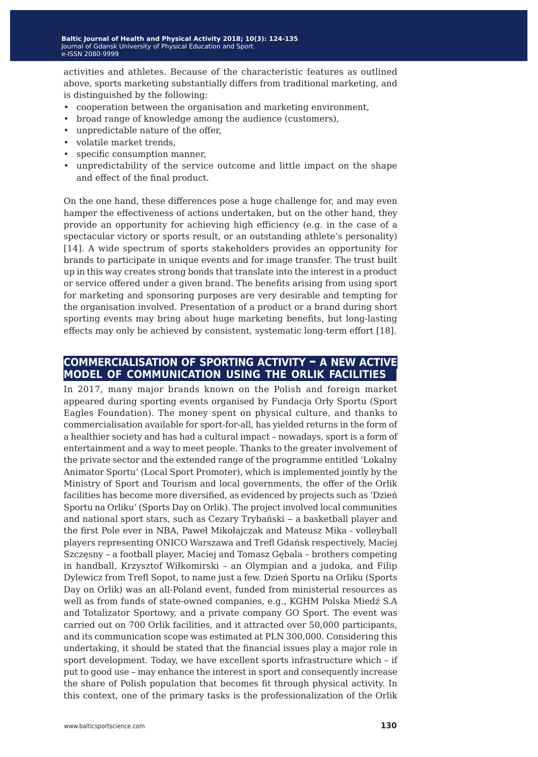activities and athletes. Because of the characteristic features as outlined above, sports marketing substantially differs from traditional marketing, and is distinguished by the following:

- cooperation between the organisation and marketing environment,
- broad range of knowledge among the audience (customers),
- unpredictable nature of the offer,
- volatile market trends,
- specific consumption manner,
- unpredictability of the service outcome and little impact on the shape and effect of the final product.

On the one hand, these differences pose a huge challenge for, and may even hamper the effectiveness of actions undertaken, but on the other hand, they provide an opportunity for achieving high efficiency (e.g. in the case of a spectacular victory or sports result, or an outstanding athlete's personality) [14]. A wide spectrum of sports stakeholders provides an opportunity for brands to participate in unique events and for image transfer. The trust built up in this way creates strong bonds that translate into the interest in a product or service offered under a given brand. The benefits arising from using sport for marketing and sponsoring purposes are very desirable and tempting for the organisation involved. Presentation of a product or a brand during short sporting events may bring about huge marketing benefits, but long-lasting effects may only be achieved by consistent, systematic long-term effort [18].

## COMMERCIALISATION OF SPORTING ACTIVITY – A NEW ACTIVE MODEL OF COMMUNICATION USING THE ORLIK FACILITIES

In 2017, many major brands known on the Polish and foreign market appeared during sporting events organised by Fundacja Orły Sportu (Sport Eagles Foundation). The money spent on physical culture, and thanks to commercialisation available for sport-for-all, has yielded returns in the form of a healthier society and has had a cultural impact – nowadays, sport is a form of entertainment and a way to meet people. Thanks to the greater involvement of the private sector and the extended range of the programme entitled 'Lokalny Animator Sportu' (Local Sport Promoter), which is implemented jointly by the Ministry of Sport and Tourism and local governments, the offer of the Orlik facilities has become more diversified, as evidenced by projects such as 'Dzień Sportu na Orliku' (Sports Day on Orlik). The project involved local communities and national sport stars, such as Cezary Trybański – a basketball player and the first Pole ever in NBA, Paweł Mikołajczak and Mateusz Mika - volleyball players representing ONICO Warszawa and Trefl Gdańsk respectively, Maciej Szczęsny – a football player, Maciej and Tomasz Gębala – brothers competing in handball, Krzysztof Wiłkomirski – an Olympian and a judoka, and Filip Dylewicz from Trefl Sopot, to name just a few. Dzień Sportu na Orliku (Sports Day on Orlik) was an all-Poland event, funded from ministerial resources as well as from funds of state-owned companies, e.g., KGHM Polska Miedź S.A and Totalizator Sportowy, and a private company GO Sport. The event was carried out on 700 Orlik facilities, and it attracted over 50,000 participants, and its communication scope was estimated at PLN 300,000. Considering this undertaking, it should be stated that the financial issues play a major role in sport development. Today, we have excellent sports infrastructure which – if put to good use – may enhance the interest in sport and consequently increase the share of Polish population that becomes fit through physical activity. In this context, one of the primary tasks is the professionalization of the Orlik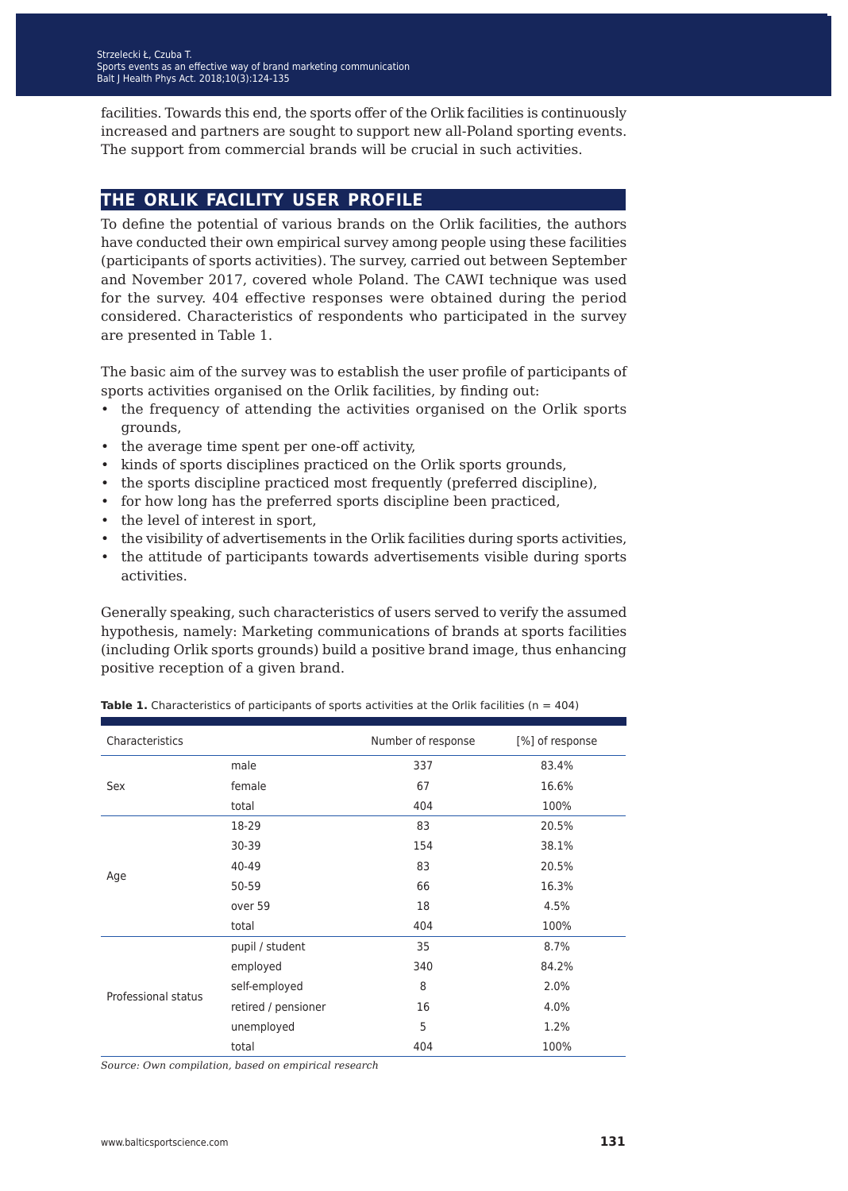facilities. Towards this end, the sports offer of the Orlik facilities is continuously increased and partners are sought to support new all-Poland sporting events. The support from commercial brands will be crucial in such activities.

## THE ORLIK FACILITY USER PROFILE

To define the potential of various brands on the Orlik facilities, the authors have conducted their own empirical survey among people using these facilities (participants of sports activities). The survey, carried out between September and November 2017, covered whole Poland. The CAWI technique was used for the survey. 404 effective responses were obtained during the period considered. Characteristics of respondents who participated in the survey are presented in Table 1.

The basic aim of the survey was to establish the user profile of participants of sports activities organised on the Orlik facilities, by finding out:

- the frequency of attending the activities organised on the Orlik sports grounds,
- the average time spent per one-off activity,
- kinds of sports disciplines practiced on the Orlik sports grounds,
- the sports discipline practiced most frequently (preferred discipline),
- for how long has the preferred sports discipline been practiced,
- the level of interest in sport,
- the visibility of advertisements in the Orlik facilities during sports activities,
- the attitude of participants towards advertisements visible during sports activities.

Generally speaking, such characteristics of users served to verify the assumed hypothesis, namely: Marketing communications of brands at sports facilities (including Orlik sports grounds) build a positive brand image, thus enhancing positive reception of a given brand.

**Table 1.** Characteristics of participants of sports activities at the Orlik facilities (n = 404)

| Characteristics | | Number of response | [%] of response |
|---|---|---|---|
| Sex | male | 337 | 83.4% |
| | female | 67 | 16.6% |
| | total | 404 | 100% |
| Age | 18-29 | 83 | 20.5% |
| | 30-39 | 154 | 38.1% |
| | 40-49 | 83 | 20.5% |
| | 50-59 | 66 | 16.3% |
| | over 59 | 18 | 4.5% |
| | total | 404 | 100% |
| Professional status | pupil / student | 35 | 8.7% |
| | employed | 340 | 84.2% |
| | self-employed | 8 | 2.0% |
| | retired / pensioner | 16 | 4.0% |
| | unemployed | 5 | 1.2% |
| | total | 404 | 100% |

*Source: Own compilation, based on empirical research*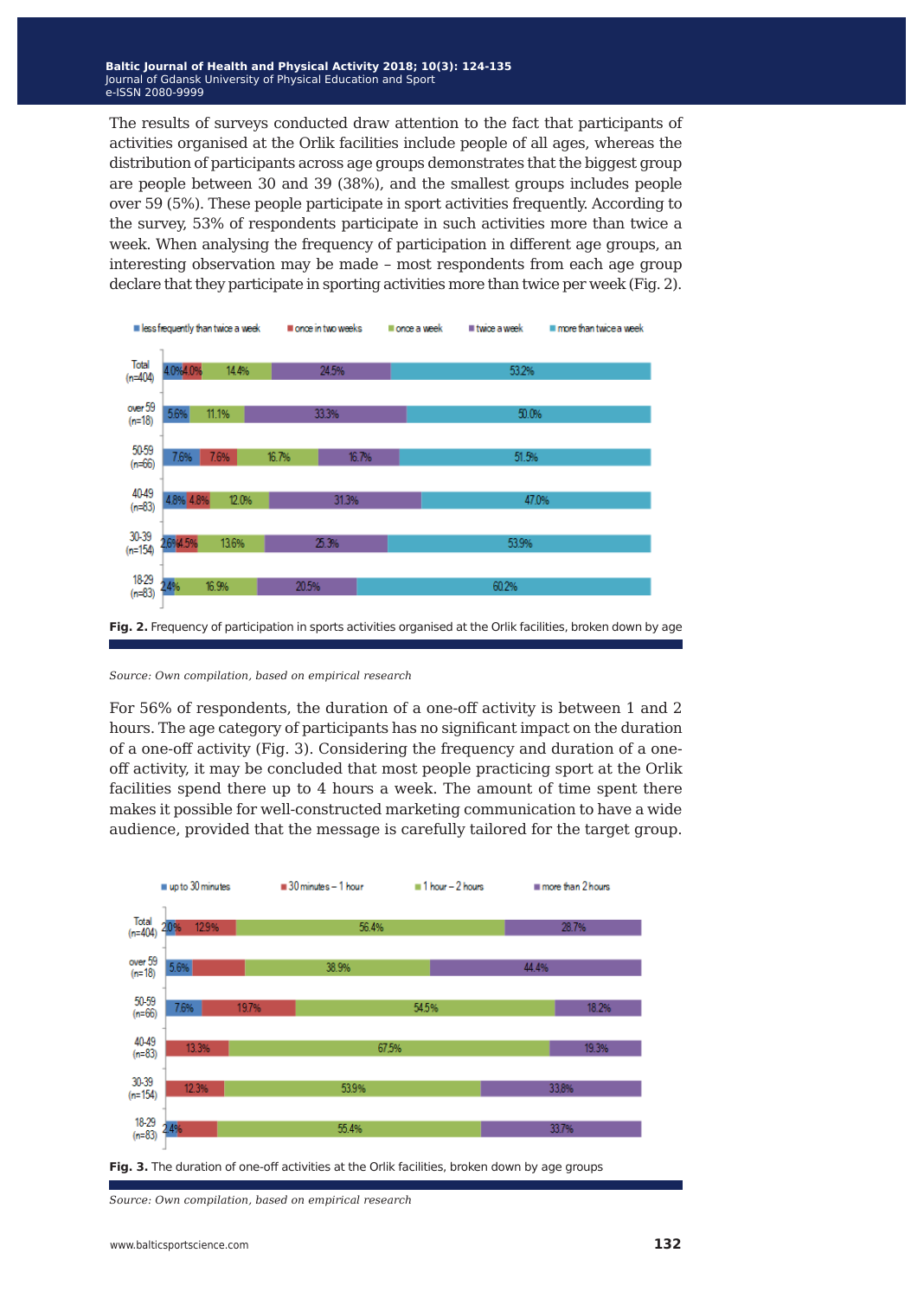The results of surveys conducted draw attention to the fact that participants of activities organised at the Orlik facilities include people of all ages, whereas the distribution of participants across age groups demonstrates that the biggest group are people between 30 and 39 (38%), and the smallest groups includes people over 59 (5%). These people participate in sport activities frequently. According to the survey, 53% of respondents participate in such activities more than twice a week. When analysing the frequency of participation in different age groups, an interesting observation may be made – most respondents from each age group declare that they participate in sporting activities more than twice per week (Fig. 2).

| | less frequently than twice a week | once in two weeks | once a week | twice a week | more than twice a week |
|---|---|---|---|---|---|
| Total (n=404) | 4.0% | 4.0% | 14.4% | 24.5% | 53.2% |
| over 59 (n=18) | 5.6% | | 11.1% | 33.3% | 50.0% |
| 50-59 (n=66) | 7.6% | 7.6% | 16.7% | 16.7% | 51.5% |
| 40-49 (n=83) | 4.8% | 4.8% | 12.0% | 31.3% | 47.0% |
| 30-39 (n=154) | 2.6% | 4.5% | 13.6% | 25.3% | 53.9% |
| 18-29 (n=83) | 2.4% | | 16.9% | 20.5% | 60.2% |

**Fig. 2.** Frequency of participation in sports activities organised at the Orlik facilities, broken down by age

*Source: Own compilation, based on empirical research*

For 56% of respondents, the duration of a one-off activity is between 1 and 2 hours. The age category of participants has no significant impact on the duration of a one-off activity (Fig. 3). Considering the frequency and duration of a one-off activity, it may be concluded that most people practicing sport at the Orlik facilities spend there up to 4 hours a week. The amount of time spent there makes it possible for well-constructed marketing communication to have a wide audience, provided that the message is carefully tailored for the target group.

| | up to 30 minutes | 30 minutes – 1 hour | 1 hour – 2 hours | more than 2 hours |
|---|---|---|---|---|
| Total (n=404) | 2.0% | 12.9% | 56.4% | 28.7% |
| over 59 (n=18) | 5.6% | | 38.9% | 44.4% |
| 50-59 (n=66) | 7.6% | 19.7% | 54.5% | 18.2% |
| 40-49 (n=83) | | 13.3% | 67.5% | 19.3% |
| 30-39 (n=154) | | 12.3% | 53.9% | 33.8% |
| 18-29 (n=83) | 2.4% | | 55.4% | 33.7% |

**Fig. 3.** The duration of one-off activities at the Orlik facilities, broken down by age groups

*Source: Own compilation, based on empirical research*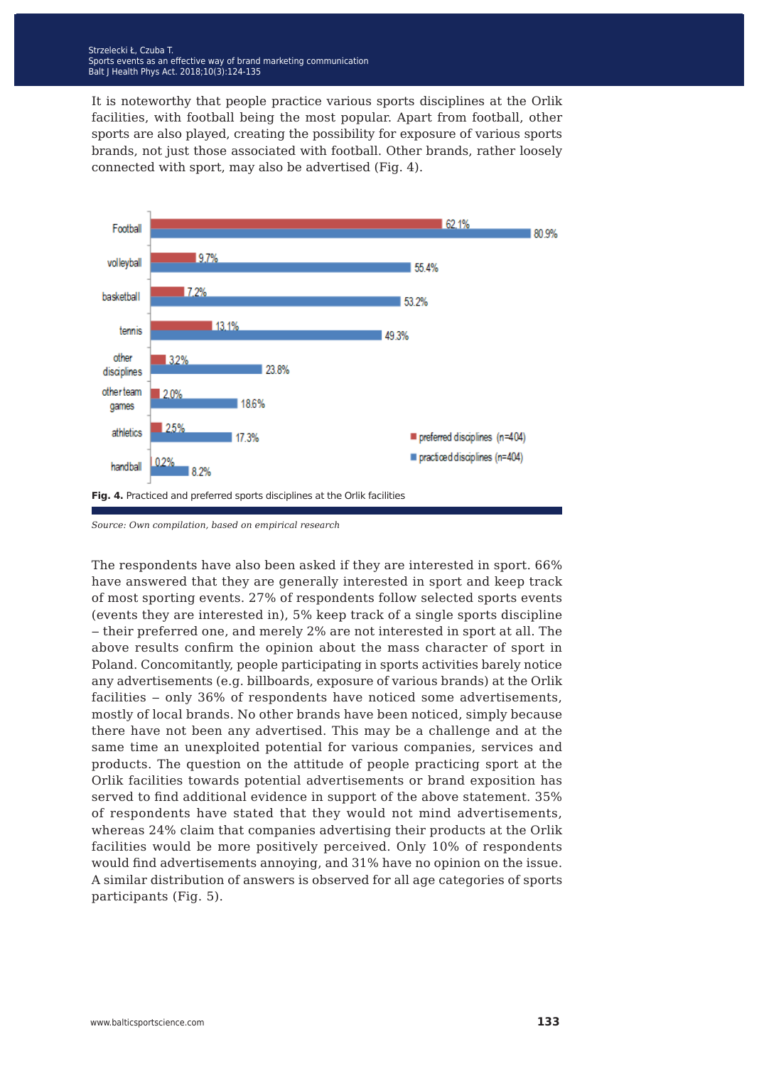It is noteworthy that people practice various sports disciplines at the Orlik facilities, with football being the most popular. Apart from football, other sports are also played, creating the possibility for exposure of various sports brands, not just those associated with football. Other brands, rather loosely connected with sport, may also be advertised (Fig. 4).

| | preferred disciplines (n=404) | practiced disciplines (n=404) |
|---|---|---|
| Football | 62.1% | 80.9% |
| volleyball | 9.7% | 55.4% |
| basketball | 7.2% | 53.2% |
| tennis | 13.1% | 49.3% |
| other disciplines | 3.2% | 23.8% |
| other team games | 2.0% | 18.6% |
| athletics | 2.5% | 17.3% |
| handball | 0.2% | 8.2% |

**Fig. 4.** Practiced and preferred sports disciplines at the Orlik facilities

*Source: Own compilation, based on empirical research*

The respondents have also been asked if they are interested in sport. 66% have answered that they are generally interested in sport and keep track of most sporting events. 27% of respondents follow selected sports events (events they are interested in), 5% keep track of a single sports discipline – their preferred one, and merely 2% are not interested in sport at all. The above results confirm the opinion about the mass character of sport in Poland. Concomitantly, people participating in sports activities barely notice any advertisements (e.g. billboards, exposure of various brands) at the Orlik facilities – only 36% of respondents have noticed some advertisements, mostly of local brands. No other brands have been noticed, simply because there have not been any advertised. This may be a challenge and at the same time an unexploited potential for various companies, services and products. The question on the attitude of people practicing sport at the Orlik facilities towards potential advertisements or brand exposition has served to find additional evidence in support of the above statement. 35% of respondents have stated that they would not mind advertisements, whereas 24% claim that companies advertising their products at the Orlik facilities would be more positively perceived. Only 10% of respondents would find advertisements annoying, and 31% have no opinion on the issue. A similar distribution of answers is observed for all age categories of sports participants (Fig. 5).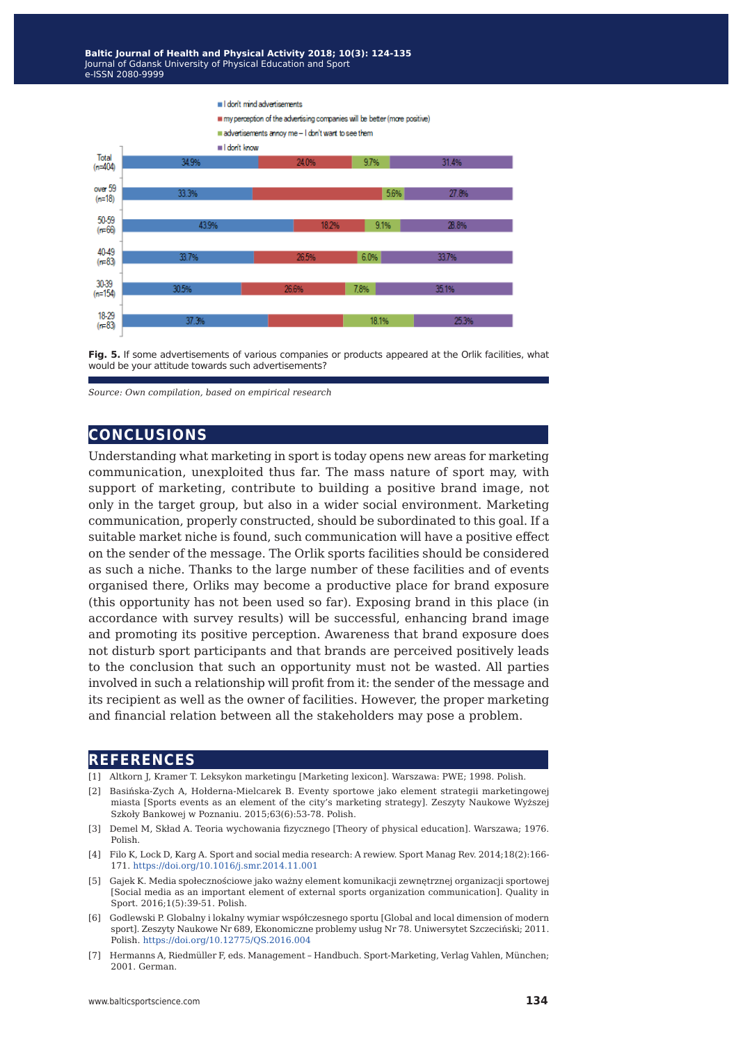Fig. 5. If some advertisements of various companies or products appeared at the Orlik facilities, what would be your attitude towards such advertisements?

*Source: Own compilation, based on empirical research*

## CONCLUSIONS

Understanding what marketing in sport is today opens new areas for marketing communication, unexploited thus far. The mass nature of sport may, with support of marketing, contribute to building a positive brand image, not only in the target group, but also in a wider social environment. Marketing communication, properly constructed, should be subordinated to this goal. If a suitable market niche is found, such communication will have a positive effect on the sender of the message. The Orlik sports facilities should be considered as such a niche. Thanks to the large number of these facilities and of events organised there, Orliks may become a productive place for brand exposure (this opportunity has not been used so far). Exposing brand in this place (in accordance with survey results) will be successful, enhancing brand image and promoting its positive perception. Awareness that brand exposure does not disturb sport participants and that brands are perceived positively leads to the conclusion that such an opportunity must not be wasted. All parties involved in such a relationship will profit from it: the sender of the message and its recipient as well as the owner of facilities. However, the proper marketing and financial relation between all the stakeholders may pose a problem.

## REFERENCES

[1] Altkorn J, Kramer T. Leksykon marketingu [Marketing lexicon]. Warszawa: PWE; 1998. Polish.

[2] Basińska-Zych A, Hołderna-Mielcarek B. Eventy sportowe jako element strategii marketingowej miasta [Sports events as an element of the city's marketing strategy]. Zeszyty Naukowe Wyższej Szkoły Bankowej w Poznaniu. 2015;63(6):53-78. Polish.

[3] Demel M, Skład A. Teoria wychowania fizycznego [Theory of physical education]. Warszawa; 1976. Polish.

[4] Filo K, Lock D, Karg A. Sport and social media research: A rewiew. Sport Manag Rev. 2014;18(2):166-171. https://doi.org/10.1016/j.smr.2014.11.001

[5] Gajek K. Media społecznościowe jako ważny element komunikacji zewnętrznej organizacji sportowej [Social media as an important element of external sports organization communication]. Quality in Sport. 2016;1(5):39-51. Polish.

[6] Godlewski P. Globalny i lokalny wymiar współczesnego sportu [Global and local dimension of modern sport]. Zeszyty Naukowe Nr 689, Ekonomiczne problemy usług Nr 78. Uniwersytet Szczeciński; 2011. Polish. https://doi.org/10.12775/QS.2016.004

[7] Hermanns A, Riedmüller F, eds. Management – Handbuch. Sport-Marketing, Verlag Vahlen, München; 2001. German.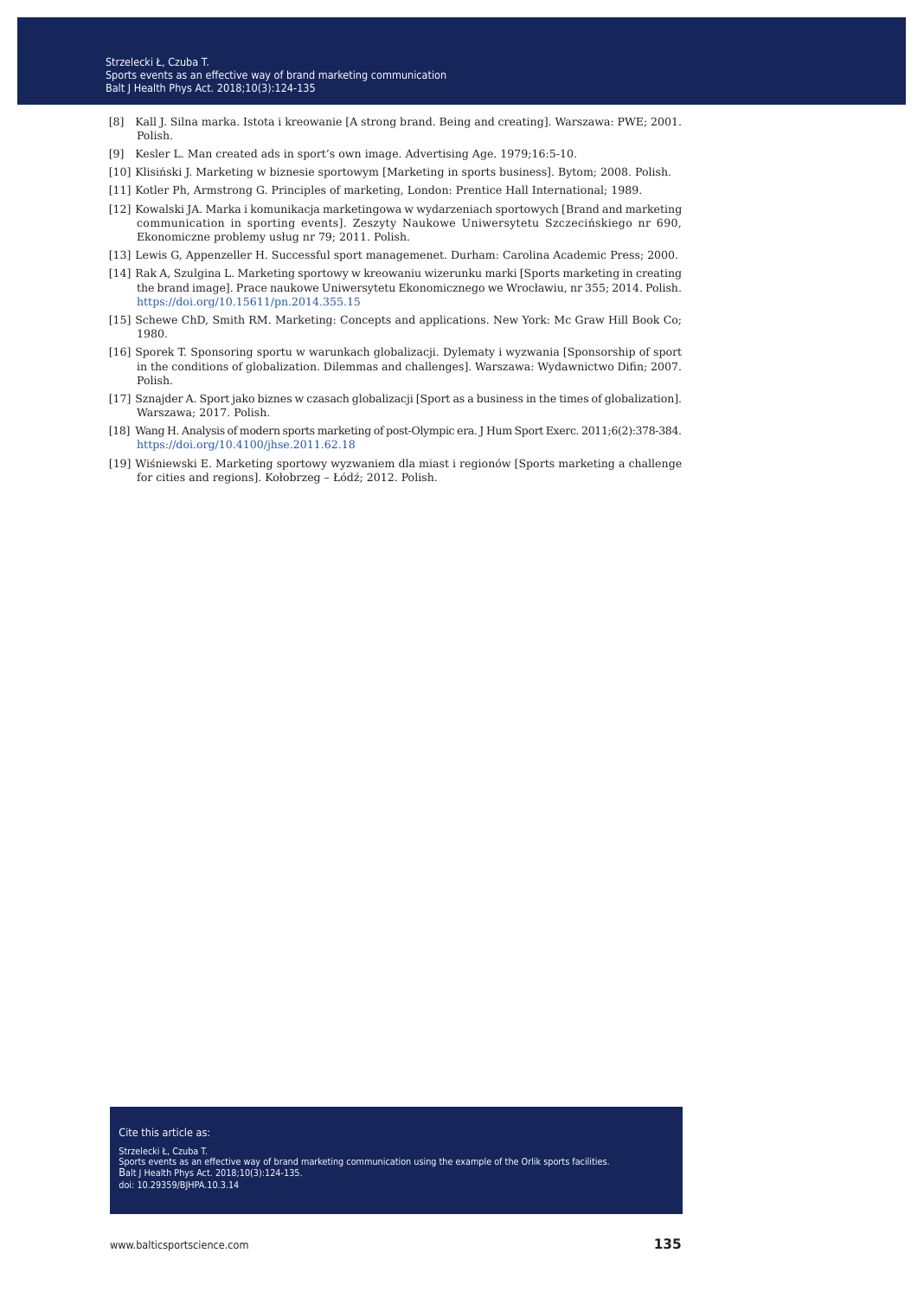[8] Kall J. Silna marka. Istota i kreowanie [A strong brand. Being and creating]. Warszawa: PWE; 2001. Polish.

[9] Kesler L. Man created ads in sport's own image. Advertising Age. 1979;16:5-10.

[10] Klisiński J. Marketing w biznesie sportowym [Marketing in sports business]. Bytom; 2008. Polish.

[11] Kotler Ph, Armstrong G. Principles of marketing, London: Prentice Hall International; 1989.

[12] Kowalski JA. Marka i komunikacja marketingowa w wydarzeniach sportowych [Brand and marketing communication in sporting events]. Zeszyty Naukowe Uniwersytetu Szczecińskiego nr 690, Ekonomiczne problemy usług nr 79; 2011. Polish.

[13] Lewis G, Appenzeller H. Successful sport managemenet. Durham: Carolina Academic Press; 2000.

[14] Rak A, Szulgina L. Marketing sportowy w kreowaniu wizerunku marki [Sports marketing in creating the brand image]. Prace naukowe Uniwersytetu Ekonomicznego we Wrocławiu, nr 355; 2014. Polish. https://doi.org/10.15611/pn.2014.355.15

[15] Schewe ChD, Smith RM. Marketing: Concepts and applications. New York: Mc Graw Hill Book Co; 1980.

[16] Sporek T. Sponsoring sportu w warunkach globalizacji. Dylematy i wyzwania [Sponsorship of sport in the conditions of globalization. Dilemmas and challenges]. Warszawa: Wydawnictwo Difin; 2007. Polish.

[17] Sznajder A. Sport jako biznes w czasach globalizacji [Sport as a business in the times of globalization]. Warszawa; 2017. Polish.

[18] Wang H. Analysis of modern sports marketing of post-Olympic era. J Hum Sport Exerc. 2011;6(2):378-384. https://doi.org/10.4100/jhse.2011.62.18

[19] Wiśniewski E. Marketing sportowy wyzwaniem dla miast i regionów [Sports marketing a challenge for cities and regions]. Kołobrzeg – Łódź; 2012. Polish.

Cite this article as:

Strzelecki Ł, Czuba T.
Sports events as an effective way of brand marketing communication using the example of the Orlik sports facilities.
Balt J Health Phys Act. 2018;10(3):124-135.
doi: 10.29359/BJHPA.10.3.14